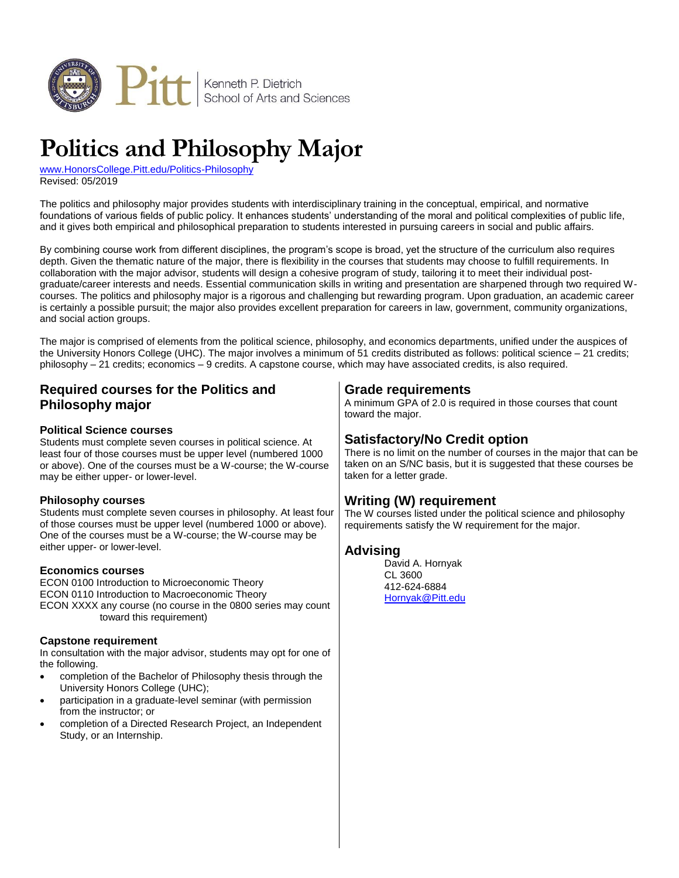Kenneth P. Dietrich School of Arts and Sciences

# Politics and Philosophy Major

www.HonorsCollege.Pitt.edu/Politics-Philosophy
Revised: 05/2019

The politics and philosophy major provides students with interdisciplinary training in the conceptual, empirical, and normative foundations of various fields of public policy. It enhances students' understanding of the moral and political complexities of public life, and it gives both empirical and philosophical preparation to students interested in pursuing careers in social and public affairs.

By combining course work from different disciplines, the program's scope is broad, yet the structure of the curriculum also requires depth. Given the thematic nature of the major, there is flexibility in the courses that students may choose to fulfill requirements. In collaboration with the major advisor, students will design a cohesive program of study, tailoring it to meet their individual post-graduate/career interests and needs. Essential communication skills in writing and presentation are sharpened through two required W-courses. The politics and philosophy major is a rigorous and challenging but rewarding program. Upon graduation, an academic career is certainly a possible pursuit; the major also provides excellent preparation for careers in law, government, community organizations, and social action groups.

The major is comprised of elements from the political science, philosophy, and economics departments, unified under the auspices of the University Honors College (UHC). The major involves a minimum of 51 credits distributed as follows: political science – 21 credits; philosophy – 21 credits; economics – 9 credits. A capstone course, which may have associated credits, is also required.

## Required courses for the Politics and Philosophy major

### Political Science courses

Students must complete seven courses in political science. At least four of those courses must be upper level (numbered 1000 or above). One of the courses must be a W-course; the W-course may be either upper- or lower-level.

### Philosophy courses

Students must complete seven courses in philosophy. At least four of those courses must be upper level (numbered 1000 or above). One of the courses must be a W-course; the W-course may be either upper- or lower-level.

### Economics courses

ECON 0100 Introduction to Microeconomic Theory
ECON 0110 Introduction to Macroeconomic Theory
ECON XXXX any course (no course in the 0800 series may count toward this requirement)

### Capstone requirement

In consultation with the major advisor, students may opt for one of the following.

- completion of the Bachelor of Philosophy thesis through the University Honors College (UHC);
- participation in a graduate-level seminar (with permission from the instructor; or
- completion of a Directed Research Project, an Independent Study, or an Internship.

## Grade requirements

A minimum GPA of 2.0 is required in those courses that count toward the major.

## Satisfactory/No Credit option

There is no limit on the number of courses in the major that can be taken on an S/NC basis, but it is suggested that these courses be taken for a letter grade.

## Writing (W) requirement

The W courses listed under the political science and philosophy requirements satisfy the W requirement for the major.

## Advising

David A. Hornyak
CL 3600
412-624-6884
Hornyak@Pitt.edu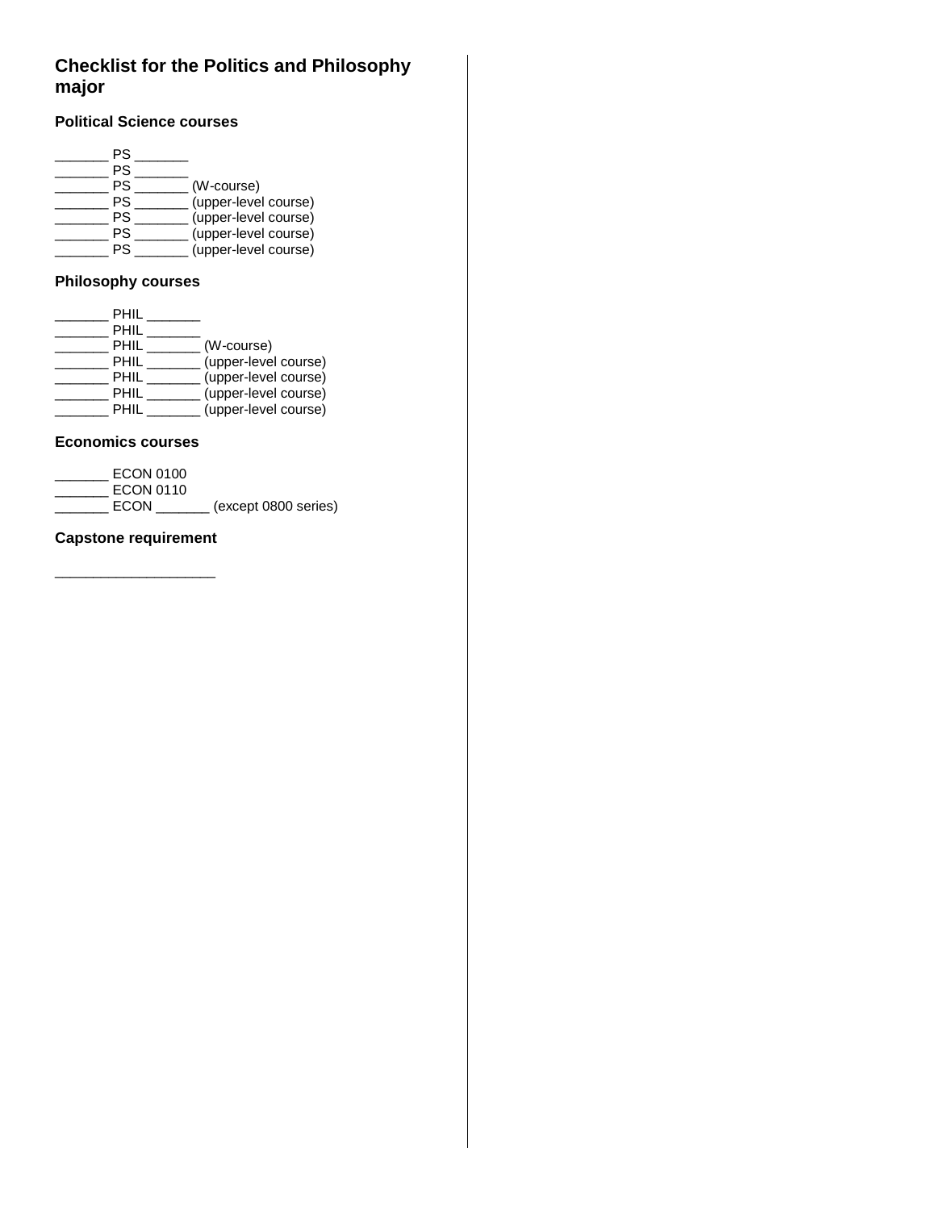## Checklist for the Politics and Philosophy major

### Political Science courses

_______ PS _______
_______ PS _______
_______ PS _______ (W-course)
_______ PS _______ (upper-level course)
_______ PS _______ (upper-level course)
_______ PS _______ (upper-level course)
_______ PS _______ (upper-level course)

### Philosophy courses

_______ PHIL _______
_______ PHIL _______
_______ PHIL _______ (W-course)
_______ PHIL _______ (upper-level course)
_______ PHIL _______ (upper-level course)
_______ PHIL _______ (upper-level course)
_______ PHIL _______ (upper-level course)

### Economics courses

_______ ECON 0100
_______ ECON 0110
_______ ECON _______ (except 0800 series)

### Capstone requirement

____________________